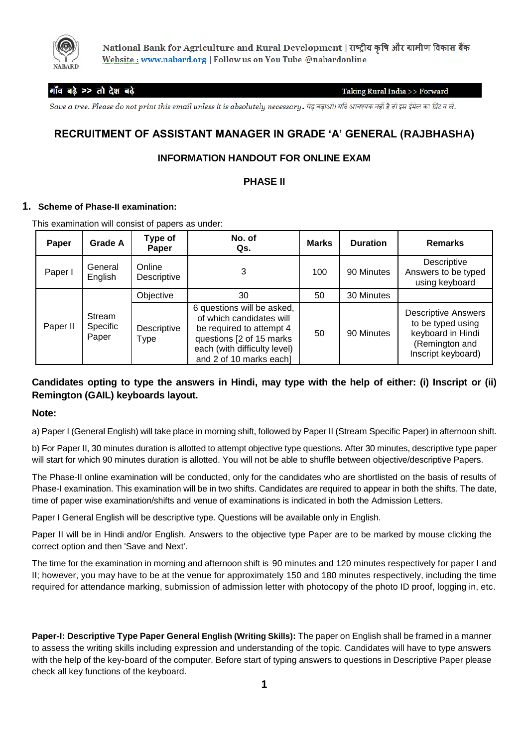National Bank for Agriculture and Rural Development | राष्ट्रीय कृषि और ग्रामीण विकास बैंक
Website : www.nabard.org | Follow us on You Tube @nabardonline

गाँव बढ़े >> तो देश बढ़े    Taking Rural India >> Forward

*Save a tree. Please do not print this email unless it is absolutely necessary. पेड़ बढ़ाओ। यदि आवश्यक नहीं है तो इस ईमेल का प्रिंट न लें।*

# RECRUITMENT OF ASSISTANT MANAGER IN GRADE 'A' GENERAL (RAJBHASHA)

## INFORMATION HANDOUT FOR ONLINE EXAM

## PHASE II

### 1. Scheme of Phase-II examination:

This examination will consist of papers as under:

| Paper | Grade A | Type of Paper | No. of Qs. | Marks | Duration | Remarks |
|---|---|---|---|---|---|---|
| Paper I | General English | Online Descriptive | 3 | 100 | 90 Minutes | Descriptive Answers to be typed using keyboard |
| Paper II | Stream Specific Paper | Objective | 30 | 50 | 30 Minutes | |
| | | Descriptive Type | 6 questions will be asked, of which candidates will be required to attempt 4 questions [2 of 15 marks each (with difficulty level) and 2 of 10 marks each] | 50 | 90 Minutes | Descriptive Answers to be typed using keyboard in Hindi (Remington and Inscript keyboard) |

**Candidates opting to type the answers in Hindi, may type with the help of either: (i) Inscript or (ii) Remington (GAIL) keyboards layout.**

**Note:**

a) Paper I (General English) will take place in morning shift, followed by Paper II (Stream Specific Paper) in afternoon shift.

b) For Paper II, 30 minutes duration is allotted to attempt objective type questions. After 30 minutes, descriptive type paper will start for which 90 minutes duration is allotted. You will not be able to shuffle between objective/descriptive Papers.

The Phase-II online examination will be conducted, only for the candidates who are shortlisted on the basis of results of Phase-I examination. This examination will be in two shifts. Candidates are required to appear in both the shifts. The date, time of paper wise examination/shifts and venue of examinations is indicated in both the Admission Letters.

Paper I General English will be descriptive type. Questions will be available only in English.

Paper II will be in Hindi and/or English. Answers to the objective type Paper are to be marked by mouse clicking the correct option and then 'Save and Next'.

The time for the examination in morning and afternoon shift is 90 minutes and 120 minutes respectively for paper I and II; however, you may have to be at the venue for approximately 150 and 180 minutes respectively, including the time required for attendance marking, submission of admission letter with photocopy of the photo ID proof, logging in, etc.

**Paper-I: Descriptive Type Paper General English (Writing Skills):** The paper on English shall be framed in a manner to assess the writing skills including expression and understanding of the topic. Candidates will have to type answers with the help of the key-board of the computer. Before start of typing answers to questions in Descriptive Paper please check all key functions of the keyboard.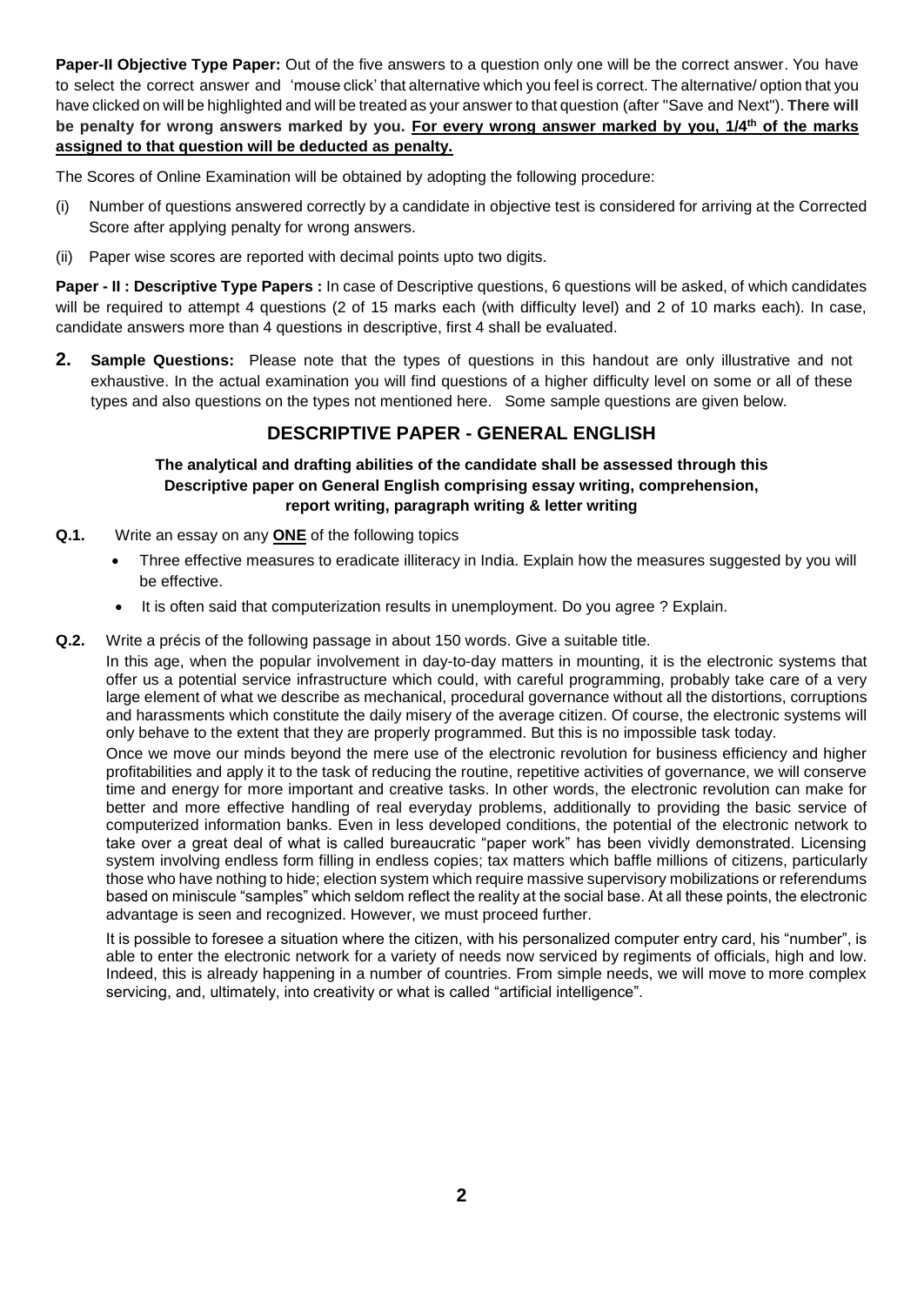**Paper-II Objective Type Paper:** Out of the five answers to a question only one will be the correct answer. You have to select the correct answer and 'mouse click' that alternative which you feel is correct. The alternative/ option that you have clicked on will be highlighted and will be treated as your answer to that question (after "Save and Next"). **There will be penalty for wrong answers marked by you. <u>For every wrong answer marked by you, 1/4th of the marks assigned to that question will be deducted as penalty.</u>**

The Scores of Online Examination will be obtained by adopting the following procedure:

(i) Number of questions answered correctly by a candidate in objective test is considered for arriving at the Corrected Score after applying penalty for wrong answers.

(ii) Paper wise scores are reported with decimal points upto two digits.

**Paper - II : Descriptive Type Papers :** In case of Descriptive questions, 6 questions will be asked, of which candidates will be required to attempt 4 questions (2 of 15 marks each (with difficulty level) and 2 of 10 marks each). In case, candidate answers more than 4 questions in descriptive, first 4 shall be evaluated.

**2. Sample Questions:** Please note that the types of questions in this handout are only illustrative and not exhaustive. In the actual examination you will find questions of a higher difficulty level on some or all of these types and also questions on the types not mentioned here. Some sample questions are given below.

## DESCRIPTIVE PAPER - GENERAL ENGLISH

**The analytical and drafting abilities of the candidate shall be assessed through this Descriptive paper on General English comprising essay writing, comprehension, report writing, paragraph writing & letter writing**

**Q.1.** Write an essay on any <u>**ONE**</u> of the following topics

- Three effective measures to eradicate illiteracy in India. Explain how the measures suggested by you will be effective.
- It is often said that computerization results in unemployment. Do you agree ? Explain.

**Q.2.** Write a précis of the following passage in about 150 words. Give a suitable title.

In this age, when the popular involvement in day-to-day matters in mounting, it is the electronic systems that offer us a potential service infrastructure which could, with careful programming, probably take care of a very large element of what we describe as mechanical, procedural governance without all the distortions, corruptions and harassments which constitute the daily misery of the average citizen. Of course, the electronic systems will only behave to the extent that they are properly programmed. But this is no impossible task today.

Once we move our minds beyond the mere use of the electronic revolution for business efficiency and higher profitabilities and apply it to the task of reducing the routine, repetitive activities of governance, we will conserve time and energy for more important and creative tasks. In other words, the electronic revolution can make for better and more effective handling of real everyday problems, additionally to providing the basic service of computerized information banks. Even in less developed conditions, the potential of the electronic network to take over a great deal of what is called bureaucratic "paper work" has been vividly demonstrated. Licensing system involving endless form filling in endless copies; tax matters which baffle millions of citizens, particularly those who have nothing to hide; election system which require massive supervisory mobilizations or referendums based on miniscule "samples" which seldom reflect the reality at the social base. At all these points, the electronic advantage is seen and recognized. However, we must proceed further.

It is possible to foresee a situation where the citizen, with his personalized computer entry card, his "number", is able to enter the electronic network for a variety of needs now serviced by regiments of officials, high and low. Indeed, this is already happening in a number of countries. From simple needs, we will move to more complex servicing, and, ultimately, into creativity or what is called "artificial intelligence".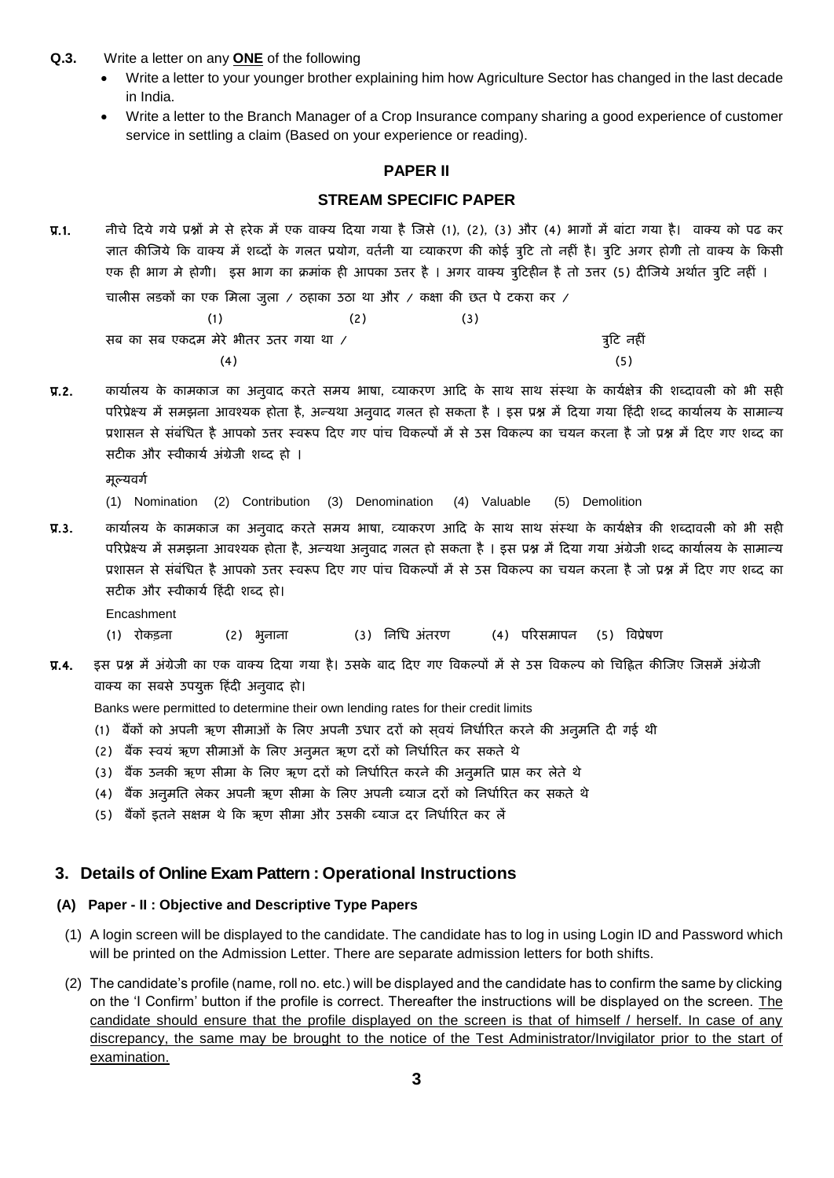**Q.3.** Write a letter on any **ONE** of the following

- Write a letter to your younger brother explaining him how Agriculture Sector has changed in the last decade in India.
- Write a letter to the Branch Manager of a Crop Insurance company sharing a good experience of customer service in settling a claim (Based on your experience or reading).

## PAPER II

## STREAM SPECIFIC PAPER

**प्र.1.** नीचे दिये गये प्रश्नों मे से हरेक में एक वाक्य दिया गया है जिसे (1), (2), (3) और (4) भागों में बांटा गया है। वाक्य को पढ कर ज्ञात कीजिये कि वाक्य में शब्दों के गलत प्रयोग, वर्तनी या व्याकरण की कोई त्रुटि तो नहीं है। त्रुटि अगर होगी तो वाक्य के किसी एक ही भाग मे होगी। इस भाग का क्रमांक ही आपका उत्तर है । अगर वाक्य त्रुटिहीन है तो उत्तर (5) दीजिये अर्थात त्रुटि नहीं ।

चालीस लडकों का एक मिला जुला / ठहाका उठा था और / कक्षा की छत पे टकरा कर /
(1) (2) (3)
सब का सब एकदम मेरे भीतर उतर गया था / त्रुटि नहीं
(4) (5)

**प्र.2.** कार्यालय के कामकाज का अनुवाद करते समय भाषा, व्याकरण आदि के साथ साथ संस्था के कार्यक्षेत्र की शब्दावली को भी सही परिप्रेक्ष्य में समझना आवश्यक होता है, अन्यथा अनुवाद गलत हो सकता है । इस प्रश्न में दिया गया हिंदी शब्द कार्यालय के सामान्य प्रशासन से संबंधित है आपको उत्तर स्वरूप दिए गए पांच विकल्पों में से उस विकल्प का चयन करना है जो प्रश्न में दिए गए शब्द का सटीक और स्वीकार्य अंग्रेजी शब्द हो ।

मूल्यवर्ग

(1) Nomination (2) Contribution (3) Denomination (4) Valuable (5) Demolition

**प्र.3.** कार्यालय के कामकाज का अनुवाद करते समय भाषा, व्याकरण आदि के साथ साथ संस्था के कार्यक्षेत्र की शब्दावली को भी सही परिप्रेक्ष्य में समझना आवश्यक होता है, अन्यथा अनुवाद गलत हो सकता है । इस प्रश्न में दिया गया अंग्रेजी शब्द कार्यालय के सामान्य प्रशासन से संबंधित है आपको उत्तर स्वरूप दिए गए पांच विकल्पों में से उस विकल्प का चयन करना है जो प्रश्न में दिए गए शब्द का सटीक और स्वीकार्य हिंदी शब्द हो।

Encashment

(1) रोकड़ना (2) भुनाना (3) निधि अंतरण (4) परिसमापन (5) विप्रेषण

**प्र.4.** इस प्रश्न में अंग्रेजी का एक वाक्य दिया गया है। उसके बाद दिए गए विकल्पों में से उस विकल्प को चिह्नित कीजिए जिसमें अंग्रेजी वाक्य का सबसे उपयुक्त हिंदी अनुवाद हो।

Banks were permitted to determine their own lending rates for their credit limits

(1) बैंकों को अपनी ऋण सीमाओं के लिए अपनी उधार दरों को स्वयं निर्धारित करने की अनुमति दी गई थी
(2) बैंक स्वयं ऋण सीमाओं के लिए अनुमत ऋण दरों को निर्धारित कर सकते थे
(3) बैंक उनकी ऋण सीमा के लिए ऋण दरों को निर्धारित करने की अनुमति प्राप्त कर लेते थे
(4) बैंक अनुमति लेकर अपनी ऋण सीमा के लिए अपनी ब्याज दरों को निर्धारित कर सकते थे
(5) बैंकों इतने सक्षम थे कि ऋण सीमा और उसकी ब्याज दर निर्धारित कर लें

## 3. Details of Online Exam Pattern : Operational Instructions

### (A) Paper - II : Objective and Descriptive Type Papers

(1) A login screen will be displayed to the candidate. The candidate has to log in using Login ID and Password which will be printed on the Admission Letter. There are separate admission letters for both shifts.

(2) The candidate's profile (name, roll no. etc.) will be displayed and the candidate has to confirm the same by clicking on the 'I Confirm' button if the profile is correct. Thereafter the instructions will be displayed on the screen. The candidate should ensure that the profile displayed on the screen is that of himself / herself. In case of any discrepancy, the same may be brought to the notice of the Test Administrator/Invigilator prior to the start of examination.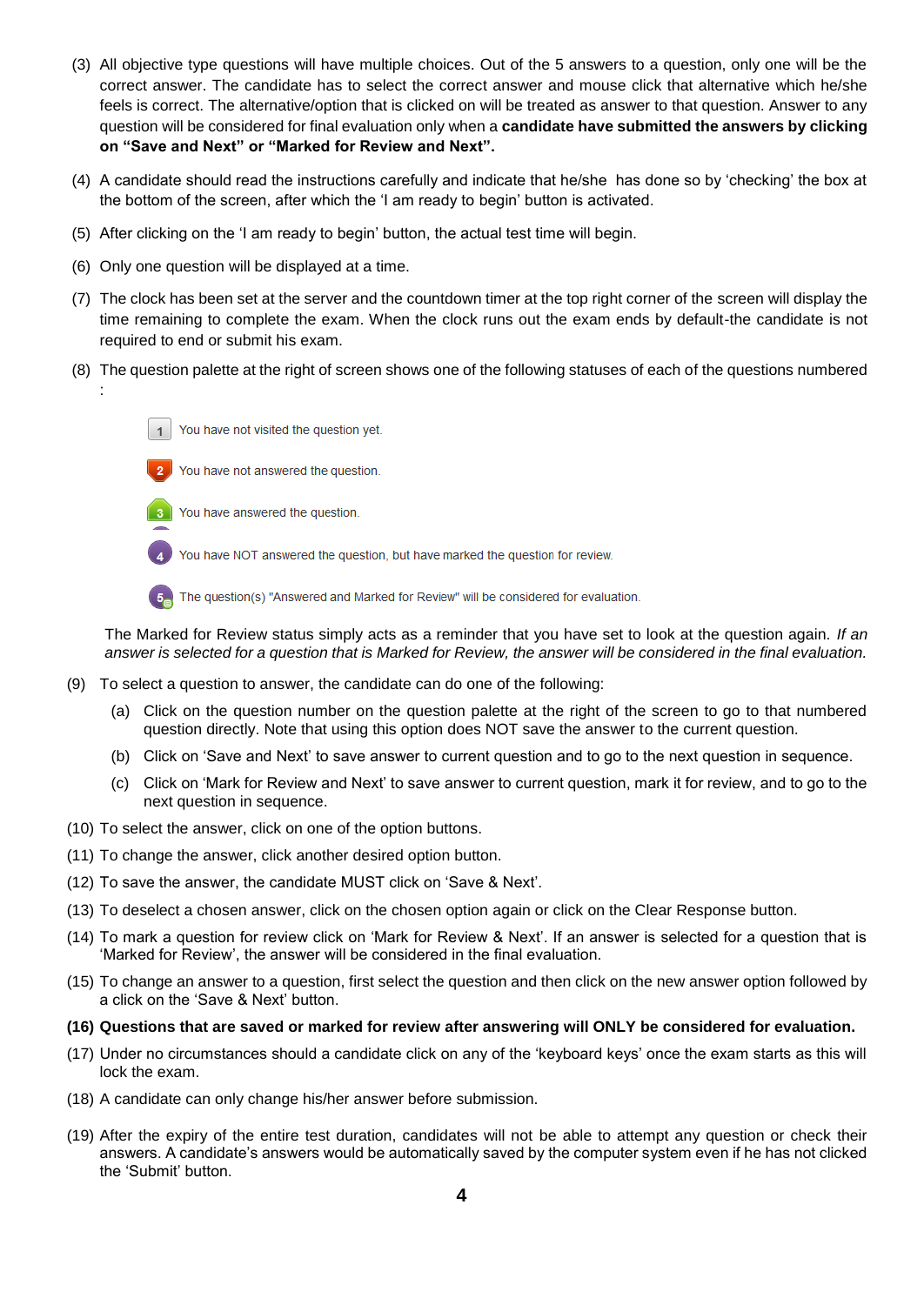(3) All objective type questions will have multiple choices. Out of the 5 answers to a question, only one will be the correct answer. The candidate has to select the correct answer and mouse click that alternative which he/she feels is correct. The alternative/option that is clicked on will be treated as answer to that question. Answer to any question will be considered for final evaluation only when a **candidate have submitted the answers by clicking on "Save and Next" or "Marked for Review and Next".**

(4) A candidate should read the instructions carefully and indicate that he/she has done so by 'checking' the box at the bottom of the screen, after which the 'I am ready to begin' button is activated.

(5) After clicking on the 'I am ready to begin' button, the actual test time will begin.

(6) Only one question will be displayed at a time.

(7) The clock has been set at the server and the countdown timer at the top right corner of the screen will display the time remaining to complete the exam. When the clock runs out the exam ends by default-the candidate is not required to end or submit his exam.

(8) The question palette at the right of screen shows one of the following statuses of each of the questions numbered :

- 1 You have not visited the question yet.
- 2 You have not answered the question.
- 3 You have answered the question.
- 4 You have NOT answered the question, but have marked the question for review.
- 5 The question(s) "Answered and Marked for Review" will be considered for evaluation.

The Marked for Review status simply acts as a reminder that you have set to look at the question again. *If an answer is selected for a question that is Marked for Review, the answer will be considered in the final evaluation.*

(9) To select a question to answer, the candidate can do one of the following:

  (a) Click on the question number on the question palette at the right of the screen to go to that numbered question directly. Note that using this option does NOT save the answer to the current question.

  (b) Click on 'Save and Next' to save answer to current question and to go to the next question in sequence.

  (c) Click on 'Mark for Review and Next' to save answer to current question, mark it for review, and to go to the next question in sequence.

(10) To select the answer, click on one of the option buttons.

(11) To change the answer, click another desired option button.

(12) To save the answer, the candidate MUST click on 'Save & Next'.

(13) To deselect a chosen answer, click on the chosen option again or click on the Clear Response button.

(14) To mark a question for review click on 'Mark for Review & Next'. If an answer is selected for a question that is 'Marked for Review', the answer will be considered in the final evaluation.

(15) To change an answer to a question, first select the question and then click on the new answer option followed by a click on the 'Save & Next' button.

**(16) Questions that are saved or marked for review after answering will ONLY be considered for evaluation.**

(17) Under no circumstances should a candidate click on any of the 'keyboard keys' once the exam starts as this will lock the exam.

(18) A candidate can only change his/her answer before submission.

(19) After the expiry of the entire test duration, candidates will not be able to attempt any question or check their answers. A candidate's answers would be automatically saved by the computer system even if he has not clicked the 'Submit' button.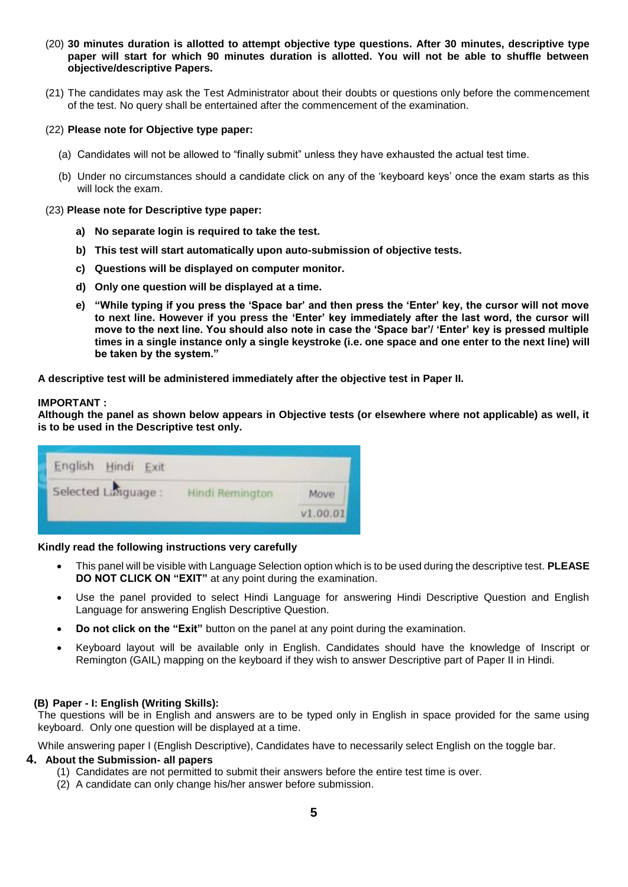(20) **30 minutes duration is allotted to attempt objective type questions. After 30 minutes, descriptive type paper will start for which 90 minutes duration is allotted. You will not be able to shuffle between objective/descriptive Papers.**

(21) The candidates may ask the Test Administrator about their doubts or questions only before the commencement of the test. No query shall be entertained after the commencement of the examination.

(22) **Please note for Objective type paper:**

(a) Candidates will not be allowed to "finally submit" unless they have exhausted the actual test time.

(b) Under no circumstances should a candidate click on any of the 'keyboard keys' once the exam starts as this will lock the exam.

(23) **Please note for Descriptive type paper:**

**a) No separate login is required to take the test.**

**b) This test will start automatically upon auto-submission of objective tests.**

**c) Questions will be displayed on computer monitor.**

**d) Only one question will be displayed at a time.**

**e) "While typing if you press the 'Space bar' and then press the 'Enter' key, the cursor will not move to next line. However if you press the 'Enter' key immediately after the last word, the cursor will move to the next line. You should also note in case the 'Space bar'/ 'Enter' key is pressed multiple times in a single instance only a single keystroke (i.e. one space and one enter to the next line) will be taken by the system."**

**A descriptive test will be administered immediately after the objective test in Paper II.**

**IMPORTANT :**
**Although the panel as shown below appears in Objective tests (or elsewhere where not applicable) as well, it is to be used in the Descriptive test only.**

English Hindi Exit
Selected Language : Hindi Remington Move
v1.00.01

**Kindly read the following instructions very carefully**

- This panel will be visible with Language Selection option which is to be used during the descriptive test. **PLEASE DO NOT CLICK ON "EXIT"** at any point during the examination.
- Use the panel provided to select Hindi Language for answering Hindi Descriptive Question and English Language for answering English Descriptive Question.
- **Do not click on the "Exit"** button on the panel at any point during the examination.
- Keyboard layout will be available only in English. Candidates should have the knowledge of Inscript or Remington (GAIL) mapping on the keyboard if they wish to answer Descriptive part of Paper II in Hindi.

**(B) Paper - I: English (Writing Skills):**
The questions will be in English and answers are to be typed only in English in space provided for the same using keyboard. Only one question will be displayed at a time.

While answering paper I (English Descriptive), Candidates have to necessarily select English on the toggle bar.

## 4. About the Submission- all papers

(1) Candidates are not permitted to submit their answers before the entire test time is over.
(2) A candidate can only change his/her answer before submission.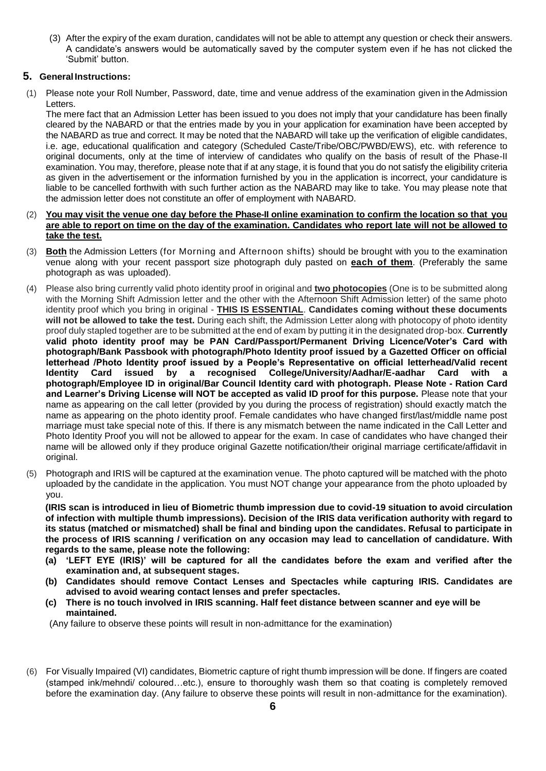(3) After the expiry of the exam duration, candidates will not be able to attempt any question or check their answers. A candidate's answers would be automatically saved by the computer system even if he has not clicked the 'Submit' button.

## 5. General Instructions:

(1) Please note your Roll Number, Password, date, time and venue address of the examination given in the Admission Letters.

The mere fact that an Admission Letter has been issued to you does not imply that your candidature has been finally cleared by the NABARD or that the entries made by you in your application for examination have been accepted by the NABARD as true and correct. It may be noted that the NABARD will take up the verification of eligible candidates, i.e. age, educational qualification and category (Scheduled Caste/Tribe/OBC/PWBD/EWS), etc. with reference to original documents, only at the time of interview of candidates who qualify on the basis of result of the Phase-II examination. You may, therefore, please note that if at any stage, it is found that you do not satisfy the eligibility criteria as given in the advertisement or the information furnished by you in the application is incorrect, your candidature is liable to be cancelled forthwith with such further action as the NABARD may like to take. You may please note that the admission letter does not constitute an offer of employment with NABARD.

(2) **You may visit the venue one day before the Phase-II online examination to confirm the location so that you are able to report on time on the day of the examination. Candidates who report late will not be allowed to take the test.**

(3) **Both** the Admission Letters (for Morning and Afternoon shifts) should be brought with you to the examination venue along with your recent passport size photograph duly pasted on **each of them**. (Preferably the same photograph as was uploaded).

(4) Please also bring currently valid photo identity proof in original and **two photocopies** (One is to be submitted along with the Morning Shift Admission letter and the other with the Afternoon Shift Admission letter) of the same photo identity proof which you bring in original - **THIS IS ESSENTIAL**. **Candidates coming without these documents will not be allowed to take the test.** During each shift, the Admission Letter along with photocopy of photo identity proof duly stapled together are to be submitted at the end of exam by putting it in the designated drop-box. **Currently valid photo identity proof may be PAN Card/Passport/Permanent Driving Licence/Voter's Card with photograph/Bank Passbook with photograph/Photo Identity proof issued by a Gazetted Officer on official letterhead /Photo Identity proof issued by a People's Representative on official letterhead/Valid recent Identity Card issued by a recognised College/University/Aadhar/E-aadhar Card with a photograph/Employee ID in original/Bar Council Identity card with photograph. Please Note - Ration Card and Learner's Driving License will NOT be accepted as valid ID proof for this purpose.** Please note that your name as appearing on the call letter (provided by you during the process of registration) should exactly match the name as appearing on the photo identity proof. Female candidates who have changed first/last/middle name post marriage must take special note of this. If there is any mismatch between the name indicated in the Call Letter and Photo Identity Proof you will not be allowed to appear for the exam. In case of candidates who have changed their name will be allowed only if they produce original Gazette notification/their original marriage certificate/affidavit in original.

(5) Photograph and IRIS will be captured at the examination venue. The photo captured will be matched with the photo uploaded by the candidate in the application. You must NOT change your appearance from the photo uploaded by you.

**(IRIS scan is introduced in lieu of Biometric thumb impression due to covid-19 situation to avoid circulation of infection with multiple thumb impressions). Decision of the IRIS data verification authority with regard to its status (matched or mismatched) shall be final and binding upon the candidates. Refusal to participate in the process of IRIS scanning / verification on any occasion may lead to cancellation of candidature. With regards to the same, please note the following:**

- **(a) 'LEFT EYE (IRIS)' will be captured for all the candidates before the exam and verified after the examination and, at subsequent stages.**
- **(b) Candidates should remove Contact Lenses and Spectacles while capturing IRIS. Candidates are advised to avoid wearing contact lenses and prefer spectacles.**
- **(c) There is no touch involved in IRIS scanning. Half feet distance between scanner and eye will be maintained.**

(Any failure to observe these points will result in non-admittance for the examination)

(6) For Visually Impaired (VI) candidates, Biometric capture of right thumb impression will be done. If fingers are coated (stamped ink/mehndi/ coloured…etc.), ensure to thoroughly wash them so that coating is completely removed before the examination day. (Any failure to observe these points will result in non-admittance for the examination).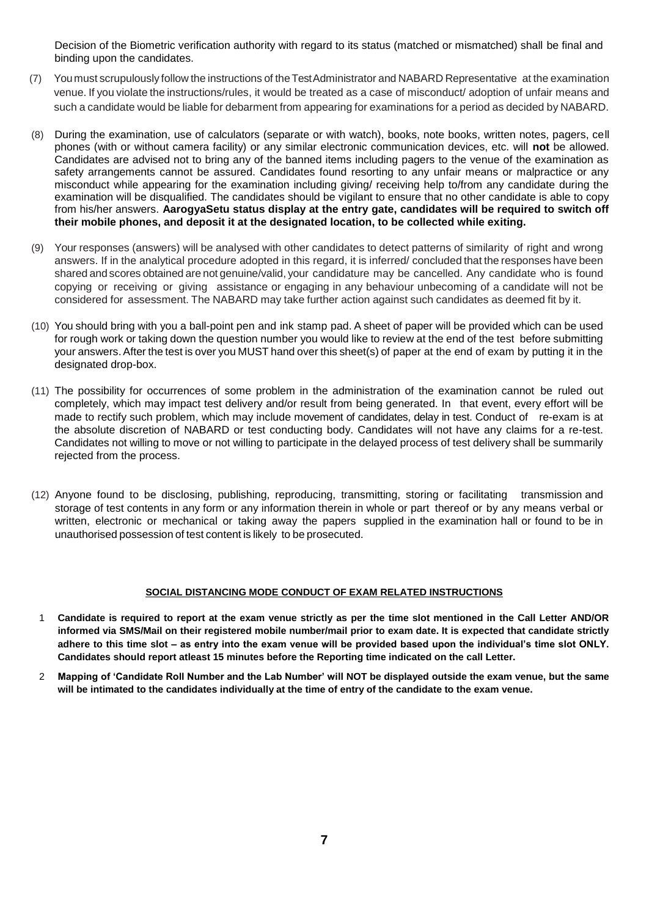Decision of the Biometric verification authority with regard to its status (matched or mismatched) shall be final and binding upon the candidates.

(7) You must scrupulously follow the instructions of the Test Administrator and NABARD Representative at the examination venue. If you violate the instructions/rules, it would be treated as a case of misconduct/ adoption of unfair means and such a candidate would be liable for debarment from appearing for examinations for a period as decided by NABARD.

(8) During the examination, use of calculators (separate or with watch), books, note books, written notes, pagers, cell phones (with or without camera facility) or any similar electronic communication devices, etc. will **not** be allowed. Candidates are advised not to bring any of the banned items including pagers to the venue of the examination as safety arrangements cannot be assured. Candidates found resorting to any unfair means or malpractice or any misconduct while appearing for the examination including giving/ receiving help to/from any candidate during the examination will be disqualified. The candidates should be vigilant to ensure that no other candidate is able to copy from his/her answers. **AarogyaSetu status display at the entry gate, candidates will be required to switch off their mobile phones, and deposit it at the designated location, to be collected while exiting.**

(9) Your responses (answers) will be analysed with other candidates to detect patterns of similarity of right and wrong answers. If in the analytical procedure adopted in this regard, it is inferred/ concluded that the responses have been shared and scores obtained are not genuine/valid, your candidature may be cancelled. Any candidate who is found copying or receiving or giving assistance or engaging in any behaviour unbecoming of a candidate will not be considered for assessment. The NABARD may take further action against such candidates as deemed fit by it.

(10) You should bring with you a ball-point pen and ink stamp pad. A sheet of paper will be provided which can be used for rough work or taking down the question number you would like to review at the end of the test before submitting your answers. After the test is over you MUST hand over this sheet(s) of paper at the end of exam by putting it in the designated drop-box.

(11) The possibility for occurrences of some problem in the administration of the examination cannot be ruled out completely, which may impact test delivery and/or result from being generated. In that event, every effort will be made to rectify such problem, which may include movement of candidates, delay in test. Conduct of re-exam is at the absolute discretion of NABARD or test conducting body. Candidates will not have any claims for a re-test. Candidates not willing to move or not willing to participate in the delayed process of test delivery shall be summarily rejected from the process.

(12) Anyone found to be disclosing, publishing, reproducing, transmitting, storing or facilitating transmission and storage of test contents in any form or any information therein in whole or part thereof or by any means verbal or written, electronic or mechanical or taking away the papers supplied in the examination hall or found to be in unauthorised possession of test content is likely to be prosecuted.

## SOCIAL DISTANCING MODE CONDUCT OF EXAM RELATED INSTRUCTIONS

1. **Candidate is required to report at the exam venue strictly as per the time slot mentioned in the Call Letter AND/OR informed via SMS/Mail on their registered mobile number/mail prior to exam date. It is expected that candidate strictly adhere to this time slot – as entry into the exam venue will be provided based upon the individual's time slot ONLY. Candidates should report atleast 15 minutes before the Reporting time indicated on the call Letter.**

2. **Mapping of 'Candidate Roll Number and the Lab Number' will NOT be displayed outside the exam venue, but the same will be intimated to the candidates individually at the time of entry of the candidate to the exam venue.**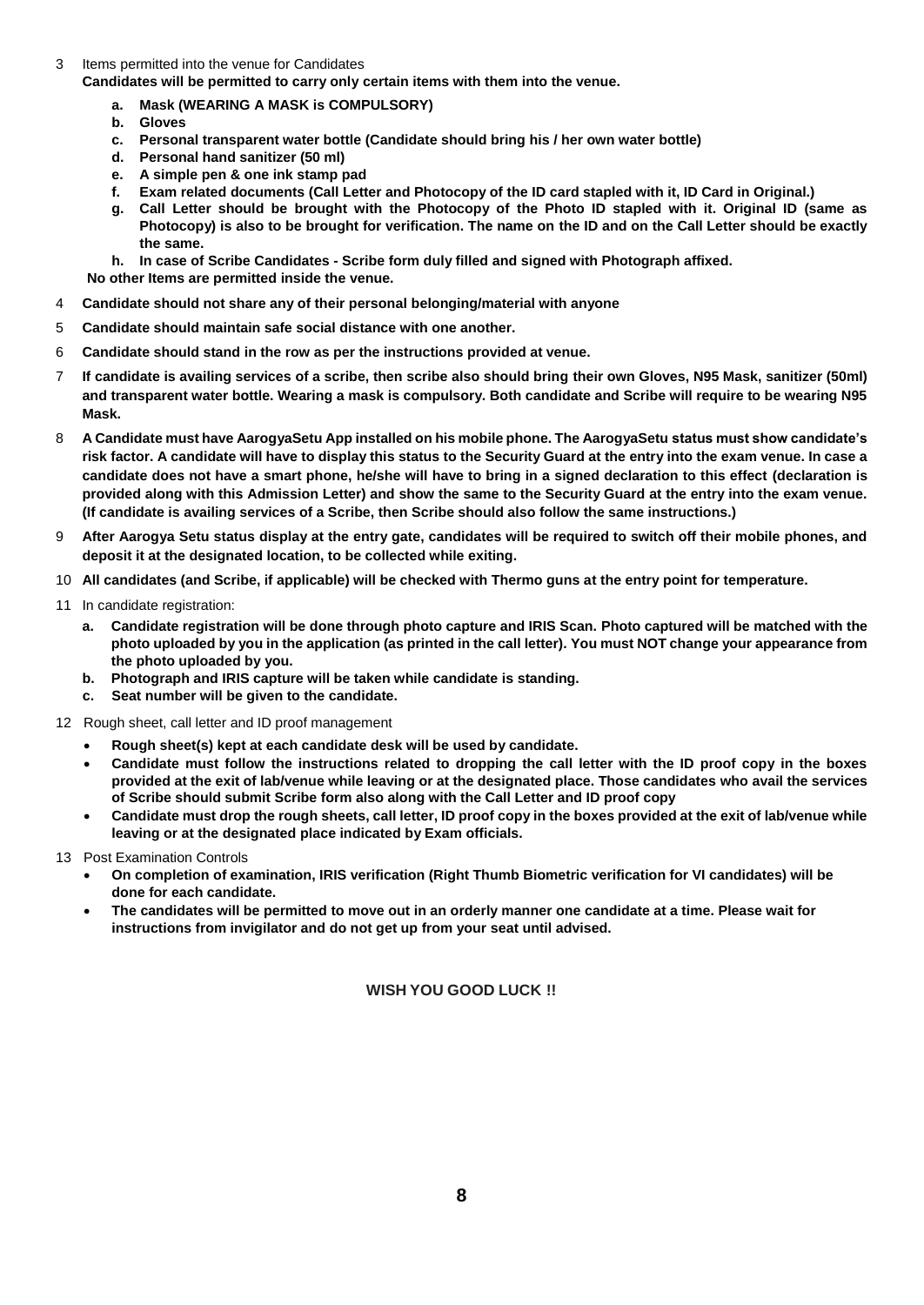3. Items permitted into the venue for Candidates

   **Candidates will be permitted to carry only certain items with them into the venue.**

   a. **Mask (WEARING A MASK is COMPULSORY)**
   b. **Gloves**
   c. **Personal transparent water bottle (Candidate should bring his / her own water bottle)**
   d. **Personal hand sanitizer (50 ml)**
   e. **A simple pen & one ink stamp pad**
   f. **Exam related documents (Call Letter and Photocopy of the ID card stapled with it, ID Card in Original.)**
   g. **Call Letter should be brought with the Photocopy of the Photo ID stapled with it. Original ID (same as Photocopy) is also to be brought for verification. The name on the ID and on the Call Letter should be exactly the same.**
   h. **In case of Scribe Candidates - Scribe form duly filled and signed with Photograph affixed.**

   **No other Items are permitted inside the venue.**

4. **Candidate should not share any of their personal belonging/material with anyone**

5. **Candidate should maintain safe social distance with one another.**

6. **Candidate should stand in the row as per the instructions provided at venue.**

7. **If candidate is availing services of a scribe, then scribe also should bring their own Gloves, N95 Mask, sanitizer (50ml) and transparent water bottle. Wearing a mask is compulsory. Both candidate and Scribe will require to be wearing N95 Mask.**

8. **A Candidate must have AarogyaSetu App installed on his mobile phone. The AarogyaSetu status must show candidate's risk factor. A candidate will have to display this status to the Security Guard at the entry into the exam venue. In case a candidate does not have a smart phone, he/she will have to bring in a signed declaration to this effect (declaration is provided along with this Admission Letter) and show the same to the Security Guard at the entry into the exam venue. (If candidate is availing services of a Scribe, then Scribe should also follow the same instructions.)**

9. **After Aarogya Setu status display at the entry gate, candidates will be required to switch off their mobile phones, and deposit it at the designated location, to be collected while exiting.**

10. **All candidates (and Scribe, if applicable) will be checked with Thermo guns at the entry point for temperature.**

11. In candidate registration:

    a. **Candidate registration will be done through photo capture and IRIS Scan. Photo captured will be matched with the photo uploaded by you in the application (as printed in the call letter). You must NOT change your appearance from the photo uploaded by you.**
    b. **Photograph and IRIS capture will be taken while candidate is standing.**
    c. **Seat number will be given to the candidate.**

12. Rough sheet, call letter and ID proof management

    - **Rough sheet(s) kept at each candidate desk will be used by candidate.**
    - **Candidate must follow the instructions related to dropping the call letter with the ID proof copy in the boxes provided at the exit of lab/venue while leaving or at the designated place. Those candidates who avail the services of Scribe should submit Scribe form also along with the Call Letter and ID proof copy**
    - **Candidate must drop the rough sheets, call letter, ID proof copy in the boxes provided at the exit of lab/venue while leaving or at the designated place indicated by Exam officials.**

13. Post Examination Controls

    - **On completion of examination, IRIS verification (Right Thumb Biometric verification for VI candidates) will be done for each candidate.**
    - **The candidates will be permitted to move out in an orderly manner one candidate at a time. Please wait for instructions from invigilator and do not get up from your seat until advised.**

**WISH YOU GOOD LUCK !!**